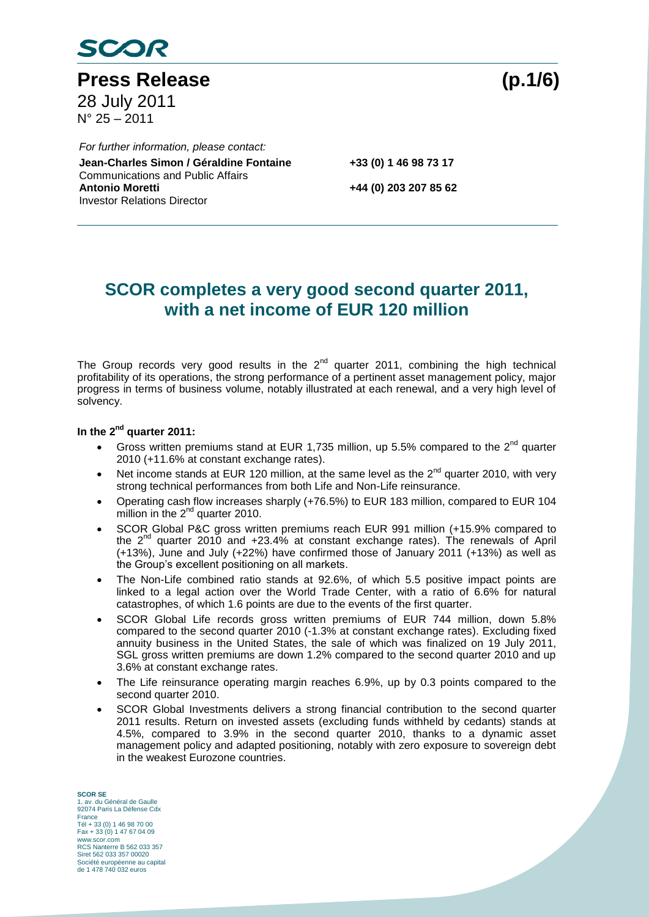# SCOR

**Press Release**

28 July 2011
N° 25 – 2011

*For further information, please contact:*

**Jean-Charles Simon / Géraldine Fontaine** **+33 (0) 1 46 98 73 17**
Communications and Public Affairs
**Antonio Moretti** **+44 (0) 203 207 85 62**
Investor Relations Director

## SCOR completes a very good second quarter 2011, with a net income of EUR 120 million

The Group records very good results in the 2nd quarter 2011, combining the high technical profitability of its operations, the strong performance of a pertinent asset management policy, major progress in terms of business volume, notably illustrated at each renewal, and a very high level of solvency.

### In the 2nd quarter 2011:

- Gross written premiums stand at EUR 1,735 million, up 5.5% compared to the 2nd quarter 2010 (+11.6% at constant exchange rates).
- Net income stands at EUR 120 million, at the same level as the 2nd quarter 2010, with very strong technical performances from both Life and Non-Life reinsurance.
- Operating cash flow increases sharply (+76.5%) to EUR 183 million, compared to EUR 104 million in the 2nd quarter 2010.
- SCOR Global P&C gross written premiums reach EUR 991 million (+15.9% compared to the 2nd quarter 2010 and +23.4% at constant exchange rates). The renewals of April (+13%), June and July (+22%) have confirmed those of January 2011 (+13%) as well as the Group's excellent positioning on all markets.
- The Non-Life combined ratio stands at 92.6%, of which 5.5 positive impact points are linked to a legal action over the World Trade Center, with a ratio of 6.6% for natural catastrophes, of which 1.6 points are due to the events of the first quarter.
- SCOR Global Life records gross written premiums of EUR 744 million, down 5.8% compared to the second quarter 2010 (-1.3% at constant exchange rates). Excluding fixed annuity business in the United States, the sale of which was finalized on 19 July 2011, SGL gross written premiums are down 1.2% compared to the second quarter 2010 and up 3.6% at constant exchange rates.
- The Life reinsurance operating margin reaches 6.9%, up by 0.3 points compared to the second quarter 2010.
- SCOR Global Investments delivers a strong financial contribution to the second quarter 2011 results. Return on invested assets (excluding funds withheld by cedants) stands at 4.5%, compared to 3.9% in the second quarter 2010, thanks to a dynamic asset management policy and adapted positioning, notably with zero exposure to sovereign debt in the weakest Eurozone countries.

**SCOR SE**
1, av. du Général de Gaulle
92074 Paris La Défense Cdx
France
Tél + 33 (0) 1 46 98 70 00
Fax + 33 (0) 1 47 67 04 09
www.scor.com
RCS Nanterre B 562 033 357
Siret 562 033 357 00020
Société européenne au capital
de 1 478 740 032 euros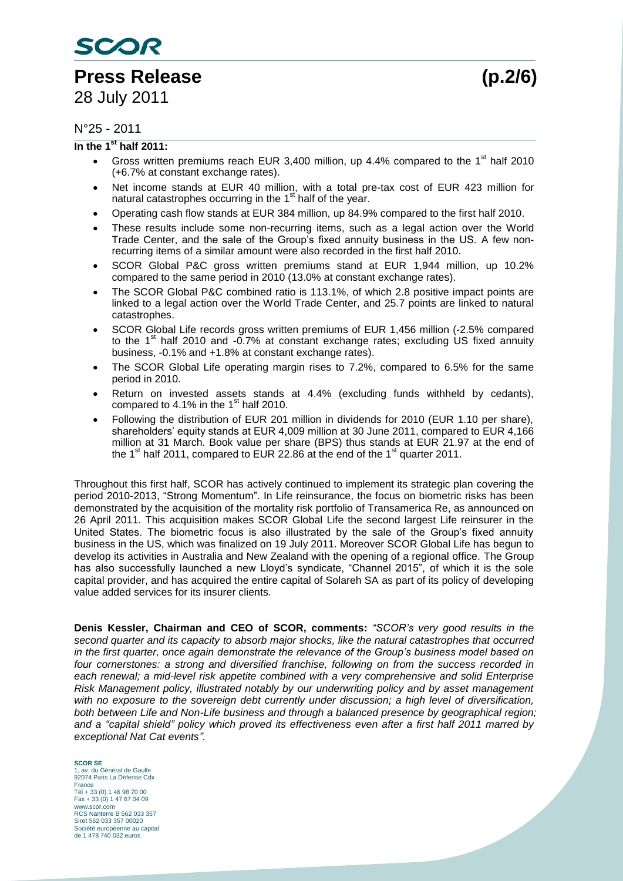N°25 - 2011

**In the 1st half 2011:**

- Gross written premiums reach EUR 3,400 million, up 4.4% compared to the 1st half 2010 (+6.7% at constant exchange rates).
- Net income stands at EUR 40 million, with a total pre-tax cost of EUR 423 million for natural catastrophes occurring in the 1st half of the year.
- Operating cash flow stands at EUR 384 million, up 84.9% compared to the first half 2010.
- These results include some non-recurring items, such as a legal action over the World Trade Center, and the sale of the Group's fixed annuity business in the US. A few non-recurring items of a similar amount were also recorded in the first half 2010.
- SCOR Global P&C gross written premiums stand at EUR 1,944 million, up 10.2% compared to the same period in 2010 (13.0% at constant exchange rates).
- The SCOR Global P&C combined ratio is 113.1%, of which 2.8 positive impact points are linked to a legal action over the World Trade Center, and 25.7 points are linked to natural catastrophes.
- SCOR Global Life records gross written premiums of EUR 1,456 million (-2.5% compared to the 1st half 2010 and -0.7% at constant exchange rates; excluding US fixed annuity business, -0.1% and +1.8% at constant exchange rates).
- The SCOR Global Life operating margin rises to 7.2%, compared to 6.5% for the same period in 2010.
- Return on invested assets stands at 4.4% (excluding funds withheld by cedants), compared to 4.1% in the 1st half 2010.
- Following the distribution of EUR 201 million in dividends for 2010 (EUR 1.10 per share), shareholders' equity stands at EUR 4,009 million at 30 June 2011, compared to EUR 4,166 million at 31 March. Book value per share (BPS) thus stands at EUR 21.97 at the end of the 1st half 2011, compared to EUR 22.86 at the end of the 1st quarter 2011.

Throughout this first half, SCOR has actively continued to implement its strategic plan covering the period 2010-2013, "Strong Momentum". In Life reinsurance, the focus on biometric risks has been demonstrated by the acquisition of the mortality risk portfolio of Transamerica Re, as announced on 26 April 2011. This acquisition makes SCOR Global Life the second largest Life reinsurer in the United States. The biometric focus is also illustrated by the sale of the Group's fixed annuity business in the US, which was finalized on 19 July 2011. Moreover SCOR Global Life has begun to develop its activities in Australia and New Zealand with the opening of a regional office. The Group has also successfully launched a new Lloyd's syndicate, "Channel 2015", of which it is the sole capital provider, and has acquired the entire capital of Solareh SA as part of its policy of developing value added services for its insurer clients.

**Denis Kessler, Chairman and CEO of SCOR, comments:** *"SCOR's very good results in the second quarter and its capacity to absorb major shocks, like the natural catastrophes that occurred in the first quarter, once again demonstrate the relevance of the Group's business model based on four cornerstones: a strong and diversified franchise, following on from the success recorded in each renewal; a mid-level risk appetite combined with a very comprehensive and solid Enterprise Risk Management policy, illustrated notably by our underwriting policy and by asset management with no exposure to the sovereign debt currently under discussion; a high level of diversification, both between Life and Non-Life business and through a balanced presence by geographical region; and a "capital shield" policy which proved its effectiveness even after a first half 2011 marred by exceptional Nat Cat events".*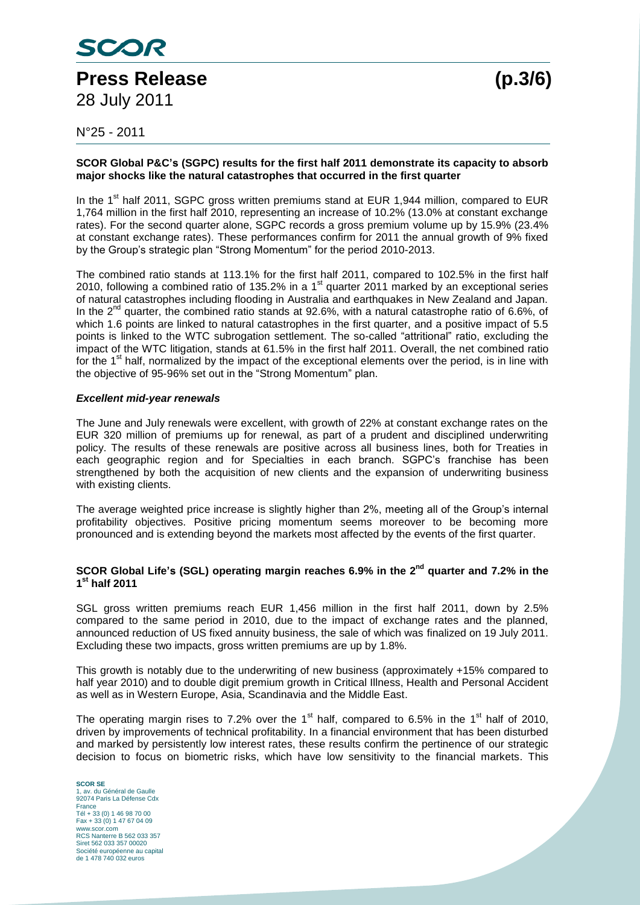N°25 - 2011

**SCOR Global P&C's (SGPC) results for the first half 2011 demonstrate its capacity to absorb major shocks like the natural catastrophes that occurred in the first quarter**

In the 1st half 2011, SGPC gross written premiums stand at EUR 1,944 million, compared to EUR 1,764 million in the first half 2010, representing an increase of 10.2% (13.0% at constant exchange rates). For the second quarter alone, SGPC records a gross premium volume up by 15.9% (23.4% at constant exchange rates). These performances confirm for 2011 the annual growth of 9% fixed by the Group's strategic plan "Strong Momentum" for the period 2010-2013.

The combined ratio stands at 113.1% for the first half 2011, compared to 102.5% in the first half 2010, following a combined ratio of 135.2% in a 1st quarter 2011 marked by an exceptional series of natural catastrophes including flooding in Australia and earthquakes in New Zealand and Japan. In the 2nd quarter, the combined ratio stands at 92.6%, with a natural catastrophe ratio of 6.6%, of which 1.6 points are linked to natural catastrophes in the first quarter, and a positive impact of 5.5 points is linked to the WTC subrogation settlement. The so-called "attritional" ratio, excluding the impact of the WTC litigation, stands at 61.5% in the first half 2011. Overall, the net combined ratio for the 1st half, normalized by the impact of the exceptional elements over the period, is in line with the objective of 95-96% set out in the "Strong Momentum" plan.

***Excellent mid-year renewals***

The June and July renewals were excellent, with growth of 22% at constant exchange rates on the EUR 320 million of premiums up for renewal, as part of a prudent and disciplined underwriting policy. The results of these renewals are positive across all business lines, both for Treaties in each geographic region and for Specialties in each branch. SGPC's franchise has been strengthened by both the acquisition of new clients and the expansion of underwriting business with existing clients.

The average weighted price increase is slightly higher than 2%, meeting all of the Group's internal profitability objectives. Positive pricing momentum seems moreover to be becoming more pronounced and is extending beyond the markets most affected by the events of the first quarter.

**SCOR Global Life's (SGL) operating margin reaches 6.9% in the 2nd quarter and 7.2% in the 1st half 2011**

SGL gross written premiums reach EUR 1,456 million in the first half 2011, down by 2.5% compared to the same period in 2010, due to the impact of exchange rates and the planned, announced reduction of US fixed annuity business, the sale of which was finalized on 19 July 2011. Excluding these two impacts, gross written premiums are up by 1.8%.

This growth is notably due to the underwriting of new business (approximately +15% compared to half year 2010) and to double digit premium growth in Critical Illness, Health and Personal Accident as well as in Western Europe, Asia, Scandinavia and the Middle East.

The operating margin rises to 7.2% over the 1st half, compared to 6.5% in the 1st half of 2010, driven by improvements of technical profitability. In a financial environment that has been disturbed and marked by persistently low interest rates, these results confirm the pertinence of our strategic decision to focus on biometric risks, which have low sensitivity to the financial markets. This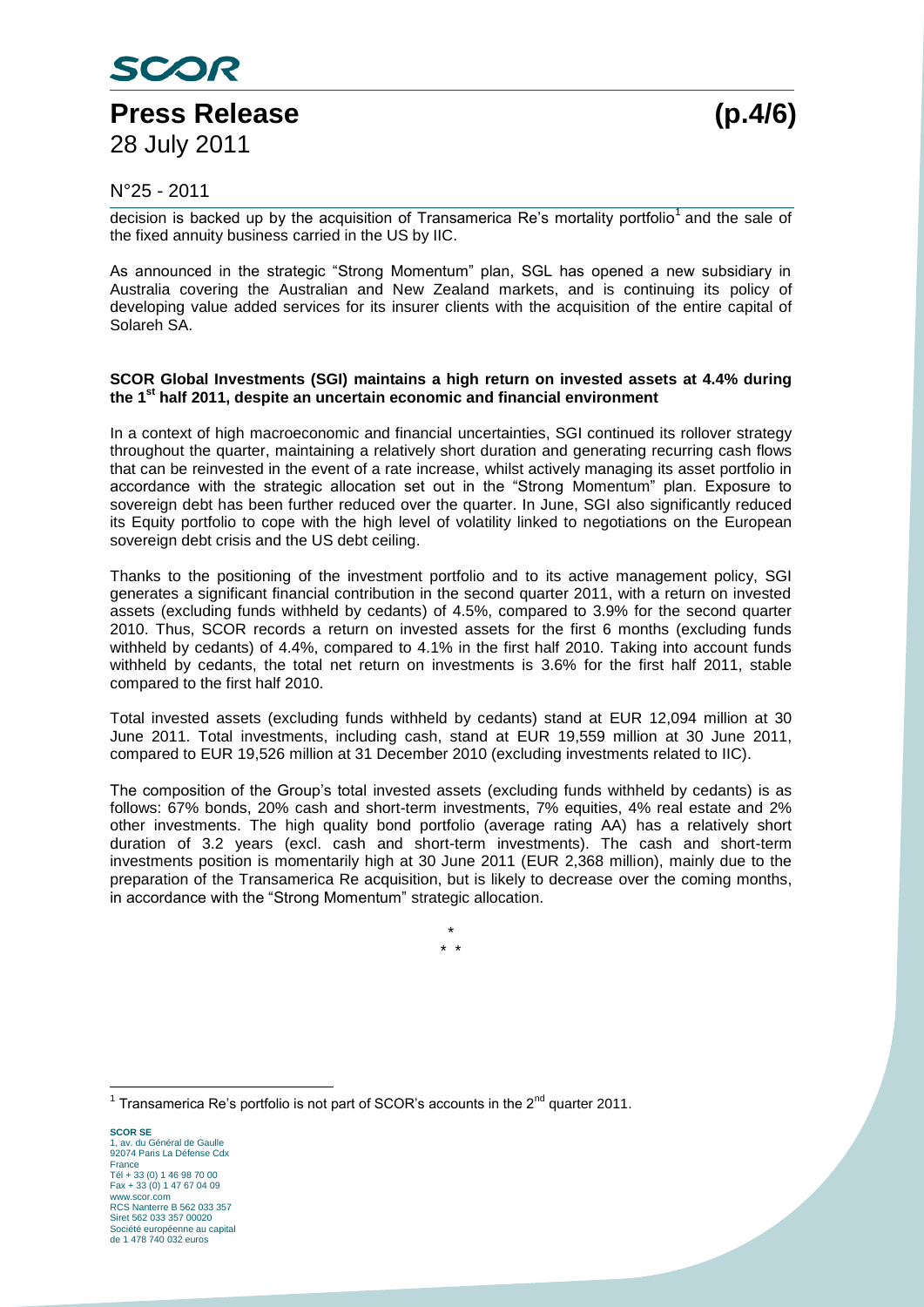decision is backed up by the acquisition of Transamerica Re's mortality portfolio[1] and the sale of the fixed annuity business carried in the US by IIC.

As announced in the strategic "Strong Momentum" plan, SGL has opened a new subsidiary in Australia covering the Australian and New Zealand markets, and is continuing its policy of developing value added services for its insurer clients with the acquisition of the entire capital of Solareh SA.

**SCOR Global Investments (SGI) maintains a high return on invested assets at 4.4% during the 1st half 2011, despite an uncertain economic and financial environment**

In a context of high macroeconomic and financial uncertainties, SGI continued its rollover strategy throughout the quarter, maintaining a relatively short duration and generating recurring cash flows that can be reinvested in the event of a rate increase, whilst actively managing its asset portfolio in accordance with the strategic allocation set out in the "Strong Momentum" plan. Exposure to sovereign debt has been further reduced over the quarter. In June, SGI also significantly reduced its Equity portfolio to cope with the high level of volatility linked to negotiations on the European sovereign debt crisis and the US debt ceiling.

Thanks to the positioning of the investment portfolio and to its active management policy, SGI generates a significant financial contribution in the second quarter 2011, with a return on invested assets (excluding funds withheld by cedants) of 4.5%, compared to 3.9% for the second quarter 2010. Thus, SCOR records a return on invested assets for the first 6 months (excluding funds withheld by cedants) of 4.4%, compared to 4.1% in the first half 2010. Taking into account funds withheld by cedants, the total net return on investments is 3.6% for the first half 2011, stable compared to the first half 2010.

Total invested assets (excluding funds withheld by cedants) stand at EUR 12,094 million at 30 June 2011. Total investments, including cash, stand at EUR 19,559 million at 30 June 2011, compared to EUR 19,526 million at 31 December 2010 (excluding investments related to IIC).

The composition of the Group's total invested assets (excluding funds withheld by cedants) is as follows: 67% bonds, 20% cash and short-term investments, 7% equities, 4% real estate and 2% other investments. The high quality bond portfolio (average rating AA) has a relatively short duration of 3.2 years (excl. cash and short-term investments). The cash and short-term investments position is momentarily high at 30 June 2011 (EUR 2,368 million), mainly due to the preparation of the Transamerica Re acquisition, but is likely to decrease over the coming months, in accordance with the "Strong Momentum" strategic allocation.

\*
\* \*

[1] Transamerica Re's portfolio is not part of SCOR's accounts in the 2nd quarter 2011.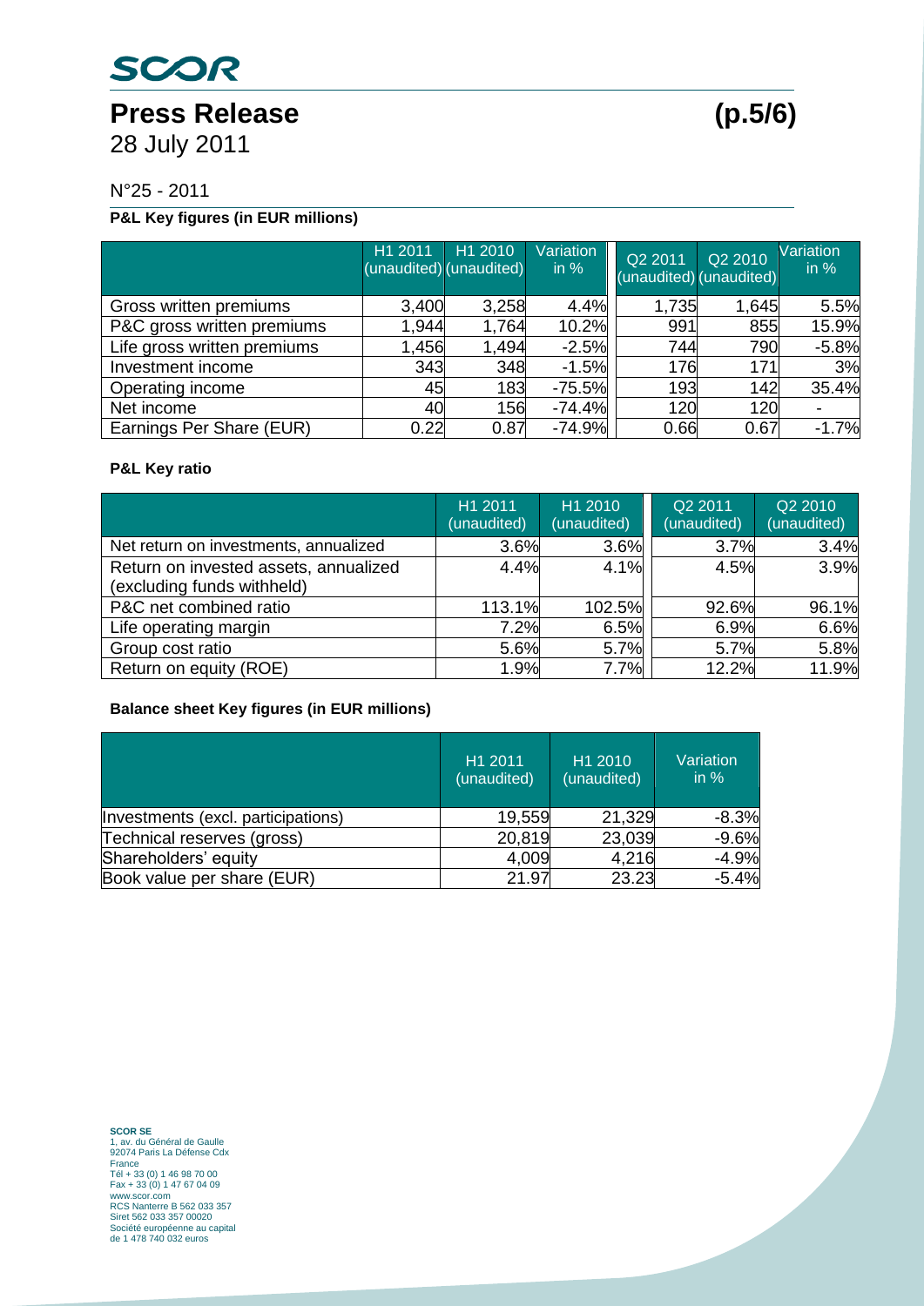N°25 - 2011

**P&L Key figures (in EUR millions)**

| | H1 2011 (unaudited) | H1 2010 (unaudited) | Variation in % | Q2 2011 (unaudited) | Q2 2010 (unaudited) | Variation in % |
|---|---|---|---|---|---|---|
| Gross written premiums | 3,400 | 3,258 | 4.4% | 1,735 | 1,645 | 5.5% |
| P&C gross written premiums | 1,944 | 1,764 | 10.2% | 991 | 855 | 15.9% |
| Life gross written premiums | 1,456 | 1,494 | -2.5% | 744 | 790 | -5.8% |
| Investment income | 343 | 348 | -1.5% | 176 | 171 | 3% |
| Operating income | 45 | 183 | -75.5% | 193 | 142 | 35.4% |
| Net income | 40 | 156 | -74.4% | 120 | 120 | - |
| Earnings Per Share (EUR) | 0.22 | 0.87 | -74.9% | 0.66 | 0.67 | -1.7% |

**P&L Key ratio**

| | H1 2011 (unaudited) | H1 2010 (unaudited) | Q2 2011 (unaudited) | Q2 2010 (unaudited) |
|---|---|---|---|---|
| Net return on investments, annualized | 3.6% | 3.6% | 3.7% | 3.4% |
| Return on invested assets, annualized (excluding funds withheld) | 4.4% | 4.1% | 4.5% | 3.9% |
| P&C net combined ratio | 113.1% | 102.5% | 92.6% | 96.1% |
| Life operating margin | 7.2% | 6.5% | 6.9% | 6.6% |
| Group cost ratio | 5.6% | 5.7% | 5.7% | 5.8% |
| Return on equity (ROE) | 1.9% | 7.7% | 12.2% | 11.9% |

**Balance sheet Key figures (in EUR millions)**

| | H1 2011 (unaudited) | H1 2010 (unaudited) | Variation in % |
|---|---|---|---|
| Investments (excl. participations) | 19,559 | 21,329 | -8.3% |
| Technical reserves (gross) | 20,819 | 23,039 | -9.6% |
| Shareholders' equity | 4,009 | 4,216 | -4.9% |
| Book value per share (EUR) | 21.97 | 23.23 | -5.4% |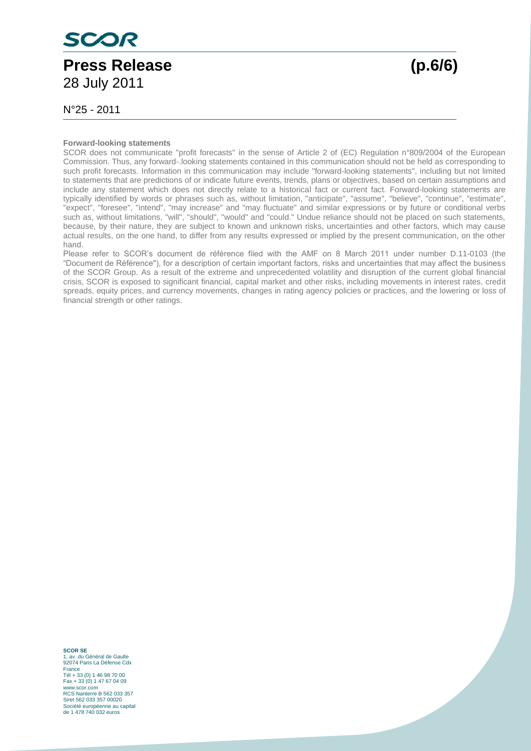**Forward-looking statements**

SCOR does not communicate "profit forecasts" in the sense of Article 2 of (EC) Regulation n°809/2004 of the European Commission. Thus, any forward-.looking statements contained in this communication should not be held as corresponding to such profit forecasts. Information in this communication may include "forward-looking statements", including but not limited to statements that are predictions of or indicate future events, trends, plans or objectives, based on certain assumptions and include any statement which does not directly relate to a historical fact or current fact. Forward-looking statements are typically identified by words or phrases such as, without limitation, "anticipate", "assume", "believe", "continue", "estimate", "expect", "foresee", "intend", "may increase" and "may fluctuate" and similar expressions or by future or conditional verbs such as, without limitations, "will", "should", "would" and "could." Undue reliance should not be placed on such statements, because, by their nature, they are subject to known and unknown risks, uncertainties and other factors, which may cause actual results, on the one hand, to differ from any results expressed or implied by the present communication, on the other hand.

Please refer to SCOR's document de référence filed with the AMF on 8 March 2011 under number D.11-0103 (the "Document de Référence"), for a description of certain important factors, risks and uncertainties that may affect the business of the SCOR Group. As a result of the extreme and unprecedented volatility and disruption of the current global financial crisis, SCOR is exposed to significant financial, capital market and other risks, including movements in interest rates, credit spreads, equity prices, and currency movements, changes in rating agency policies or practices, and the lowering or loss of financial strength or other ratings.

**SCOR SE**
1, av. du Général de Gaulle
92074 Paris La Défense Cdx
France
Tél + 33 (0) 1 46 98 70 00
Fax + 33 (0) 1 47 67 04 09
www.scor.com
RCS Nanterre B 562 033 357
Siret 562 033 357 00020
Société européenne au capital
de 1 478 740 032 euros